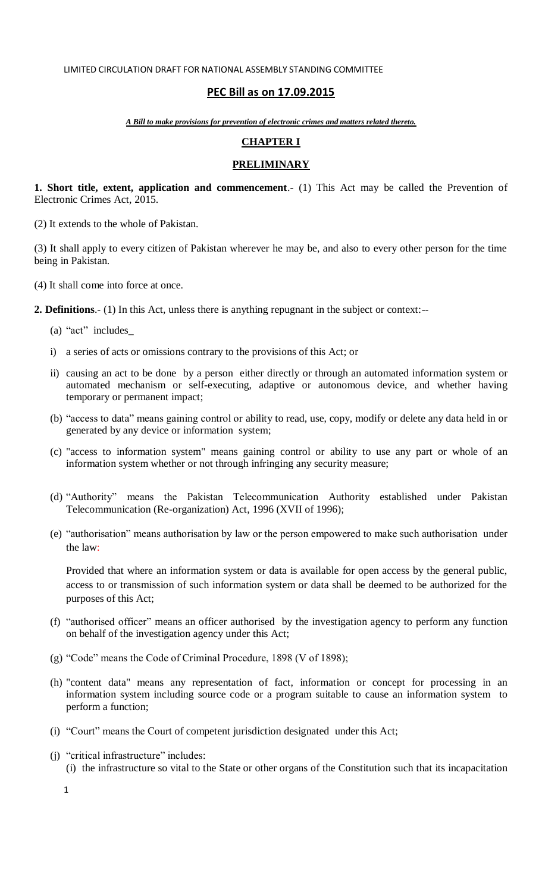LIMITED CIRCULATION DRAFT FOR NATIONAL ASSEMBLY STANDING COMMITTEE

## PEC Bill as on 17.09.2015

***A Bill to make provisions for prevention of electronic crimes and matters related thereto.***

## CHAPTER I

## PRELIMINARY

**1. Short title, extent, application and commencement**.- (1) This Act may be called the Prevention of Electronic Crimes Act, 2015.

(2) It extends to the whole of Pakistan.

(3) It shall apply to every citizen of Pakistan wherever he may be, and also to every other person for the time being in Pakistan.

(4) It shall come into force at once.

**2. Definitions**.- (1) In this Act, unless there is anything repugnant in the subject or context:--

(a) "act" includes_

i) a series of acts or omissions contrary to the provisions of this Act; or

ii) causing an act to be done by a person either directly or through an automated information system or automated mechanism or self-executing, adaptive or autonomous device, and whether having temporary or permanent impact;

(b) "access to data" means gaining control or ability to read, use, copy, modify or delete any data held in or generated by any device or information system;

(c) "access to information system" means gaining control or ability to use any part or whole of an information system whether or not through infringing any security measure;

(d) "Authority" means the Pakistan Telecommunication Authority established under Pakistan Telecommunication (Re-organization) Act, 1996 (XVII of 1996);

(e) "authorisation" means authorisation by law or the person empowered to make such authorisation under the law:

Provided that where an information system or data is available for open access by the general public, access to or transmission of such information system or data shall be deemed to be authorized for the purposes of this Act;

(f) "authorised officer" means an officer authorised by the investigation agency to perform any function on behalf of the investigation agency under this Act;

(g) "Code" means the Code of Criminal Procedure, 1898 (V of 1898);

(h) "content data" means any representation of fact, information or concept for processing in an information system including source code or a program suitable to cause an information system to perform a function;

(i) "Court" means the Court of competent jurisdiction designated under this Act;

(j) "critical infrastructure" includes:

(i) the infrastructure so vital to the State or other organs of the Constitution such that its incapacitation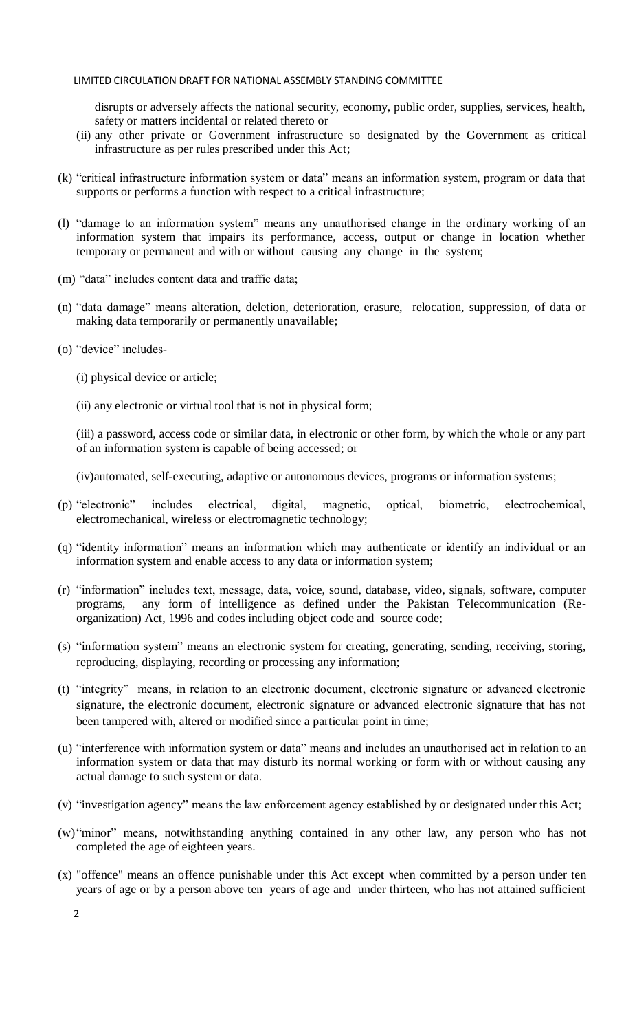disrupts or adversely affects the national security, economy, public order, supplies, services, health, safety or matters incidental or related thereto or

(ii) any other private or Government infrastructure so designated by the Government as critical infrastructure as per rules prescribed under this Act;

(k) "critical infrastructure information system or data" means an information system, program or data that supports or performs a function with respect to a critical infrastructure;

(l) "damage to an information system" means any unauthorised change in the ordinary working of an information system that impairs its performance, access, output or change in location whether temporary or permanent and with or without causing any change in the system;

(m) "data" includes content data and traffic data;

(n) "data damage" means alteration, deletion, deterioration, erasure, relocation, suppression, of data or making data temporarily or permanently unavailable;

(o) "device" includes-

(i) physical device or article;

(ii) any electronic or virtual tool that is not in physical form;

(iii) a password, access code or similar data, in electronic or other form, by which the whole or any part of an information system is capable of being accessed; or

(iv)automated, self-executing, adaptive or autonomous devices, programs or information systems;

(p) "electronic" includes electrical, digital, magnetic, optical, biometric, electrochemical, electromechanical, wireless or electromagnetic technology;

(q) "identity information" means an information which may authenticate or identify an individual or an information system and enable access to any data or information system;

(r) "information" includes text, message, data, voice, sound, database, video, signals, software, computer programs, any form of intelligence as defined under the Pakistan Telecommunication (Re-organization) Act, 1996 and codes including object code and source code;

(s) "information system" means an electronic system for creating, generating, sending, receiving, storing, reproducing, displaying, recording or processing any information;

(t) "integrity" means, in relation to an electronic document, electronic signature or advanced electronic signature, the electronic document, electronic signature or advanced electronic signature that has not been tampered with, altered or modified since a particular point in time;

(u) "interference with information system or data" means and includes an unauthorised act in relation to an information system or data that may disturb its normal working or form with or without causing any actual damage to such system or data.

(v) "investigation agency" means the law enforcement agency established by or designated under this Act;

(w)"minor" means, notwithstanding anything contained in any other law, any person who has not completed the age of eighteen years.

(x) "offence" means an offence punishable under this Act except when committed by a person under ten years of age or by a person above ten years of age and under thirteen, who has not attained sufficient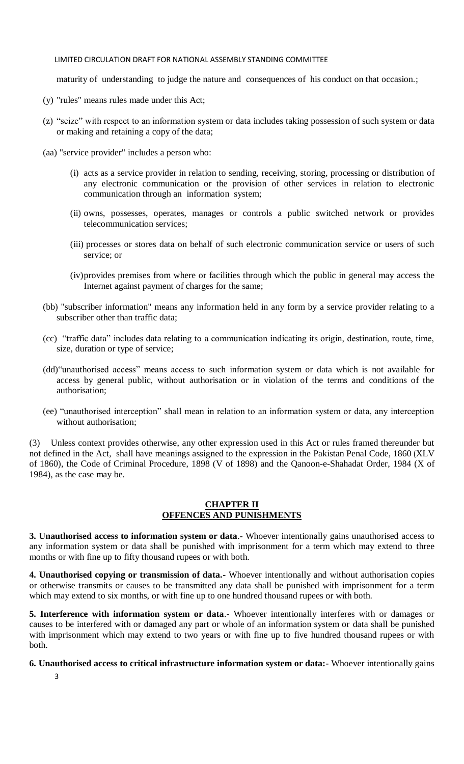maturity of understanding to judge the nature and consequences of his conduct on that occasion.;

(y) "rules" means rules made under this Act;

(z) "seize" with respect to an information system or data includes taking possession of such system or data or making and retaining a copy of the data;

(aa) "service provider" includes a person who:

(i) acts as a service provider in relation to sending, receiving, storing, processing or distribution of any electronic communication or the provision of other services in relation to electronic communication through an information system;

(ii) owns, possesses, operates, manages or controls a public switched network or provides telecommunication services;

(iii) processes or stores data on behalf of such electronic communication service or users of such service; or

(iv) provides premises from where or facilities through which the public in general may access the Internet against payment of charges for the same;

(bb) "subscriber information" means any information held in any form by a service provider relating to a subscriber other than traffic data;

(cc) "traffic data" includes data relating to a communication indicating its origin, destination, route, time, size, duration or type of service;

(dd) "unauthorised access" means access to such information system or data which is not available for access by general public, without authorisation or in violation of the terms and conditions of the authorisation;

(ee) "unauthorised interception" shall mean in relation to an information system or data, any interception without authorisation;

(3) Unless context provides otherwise, any other expression used in this Act or rules framed thereunder but not defined in the Act, shall have meanings assigned to the expression in the Pakistan Penal Code, 1860 (XLV of 1860), the Code of Criminal Procedure, 1898 (V of 1898) and the Qanoon-e-Shahadat Order, 1984 (X of 1984), as the case may be.

## CHAPTER II
## OFFENCES AND PUNISHMENTS

**3. Unauthorised access to information system or data**.- Whoever intentionally gains unauthorised access to any information system or data shall be punished with imprisonment for a term which may extend to three months or with fine up to fifty thousand rupees or with both.

**4. Unauthorised copying or transmission of data.-** Whoever intentionally and without authorisation copies or otherwise transmits or causes to be transmitted any data shall be punished with imprisonment for a term which may extend to six months, or with fine up to one hundred thousand rupees or with both.

**5. Interference with information system or data**.- Whoever intentionally interferes with or damages or causes to be interfered with or damaged any part or whole of an information system or data shall be punished with imprisonment which may extend to two years or with fine up to five hundred thousand rupees or with both.

**6. Unauthorised access to critical infrastructure information system or data:-** Whoever intentionally gains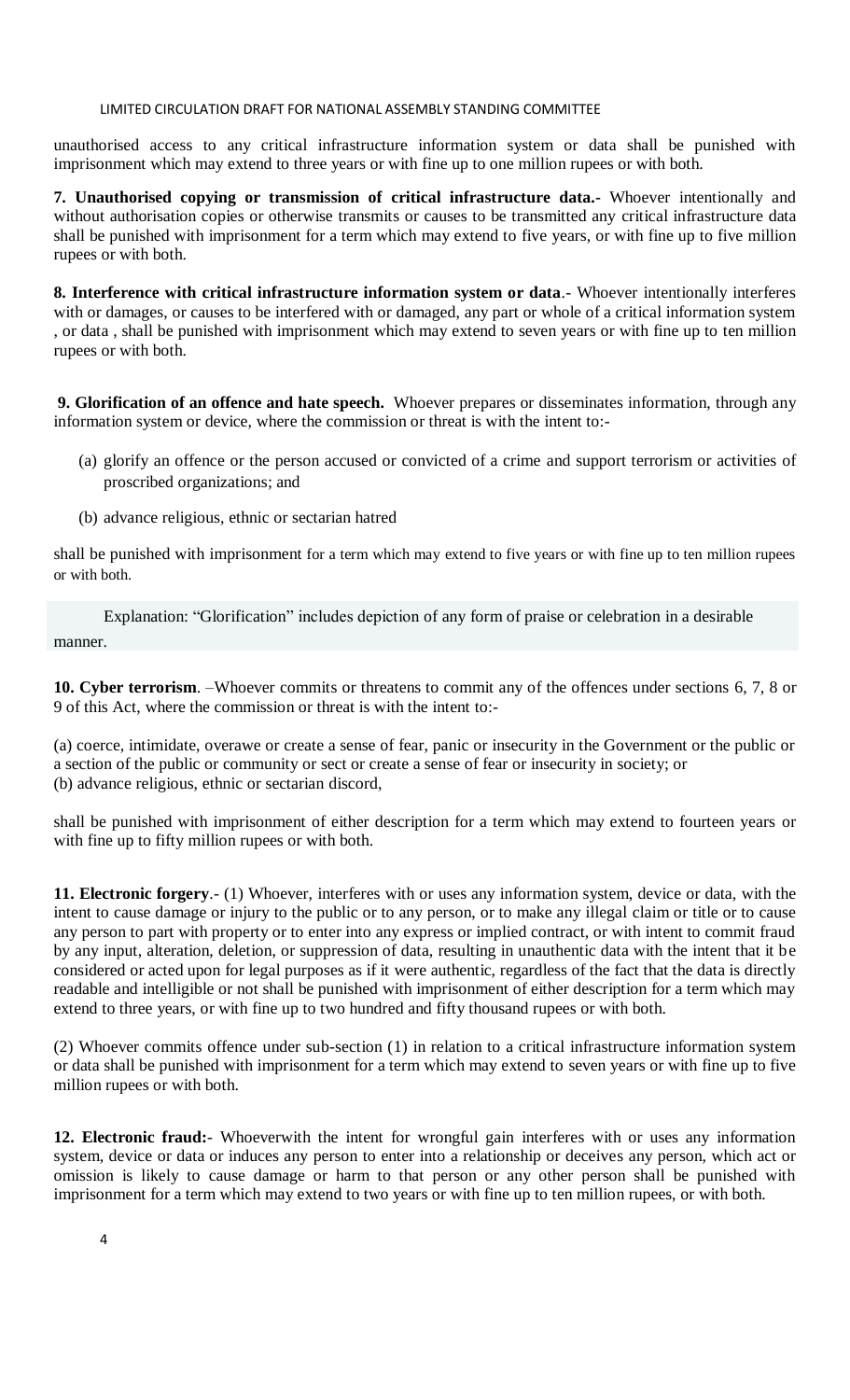unauthorised access to any critical infrastructure information system or data shall be punished with imprisonment which may extend to three years or with fine up to one million rupees or with both.

**7. Unauthorised copying or transmission of critical infrastructure data.-** Whoever intentionally and without authorisation copies or otherwise transmits or causes to be transmitted any critical infrastructure data shall be punished with imprisonment for a term which may extend to five years, or with fine up to five million rupees or with both.

**8. Interference with critical infrastructure information system or data**.- Whoever intentionally interferes with or damages, or causes to be interfered with or damaged, any part or whole of a critical information system , or data , shall be punished with imprisonment which may extend to seven years or with fine up to ten million rupees or with both.

**9. Glorification of an offence and hate speech.** Whoever prepares or disseminates information, through any information system or device, where the commission or threat is with the intent to:-

(a) glorify an offence or the person accused or convicted of a crime and support terrorism or activities of proscribed organizations; and

(b) advance religious, ethnic or sectarian hatred

shall be punished with imprisonment for a term which may extend to five years or with fine up to ten million rupees or with both.

Explanation: "Glorification" includes depiction of any form of praise or celebration in a desirable manner.

**10. Cyber terrorism**. –Whoever commits or threatens to commit any of the offences under sections 6, 7, 8 or 9 of this Act, where the commission or threat is with the intent to:-

(a) coerce, intimidate, overawe or create a sense of fear, panic or insecurity in the Government or the public or a section of the public or community or sect or create a sense of fear or insecurity in society; or
(b) advance religious, ethnic or sectarian discord,

shall be punished with imprisonment of either description for a term which may extend to fourteen years or with fine up to fifty million rupees or with both.

**11. Electronic forgery**.- (1) Whoever, interferes with or uses any information system, device or data, with the intent to cause damage or injury to the public or to any person, or to make any illegal claim or title or to cause any person to part with property or to enter into any express or implied contract, or with intent to commit fraud by any input, alteration, deletion, or suppression of data, resulting in unauthentic data with the intent that it be considered or acted upon for legal purposes as if it were authentic, regardless of the fact that the data is directly readable and intelligible or not shall be punished with imprisonment of either description for a term which may extend to three years, or with fine up to two hundred and fifty thousand rupees or with both.

(2) Whoever commits offence under sub-section (1) in relation to a critical infrastructure information system or data shall be punished with imprisonment for a term which may extend to seven years or with fine up to five million rupees or with both.

**12. Electronic fraud:-** Whoeverwith the intent for wrongful gain interferes with or uses any information system, device or data or induces any person to enter into a relationship or deceives any person, which act or omission is likely to cause damage or harm to that person or any other person shall be punished with imprisonment for a term which may extend to two years or with fine up to ten million rupees, or with both.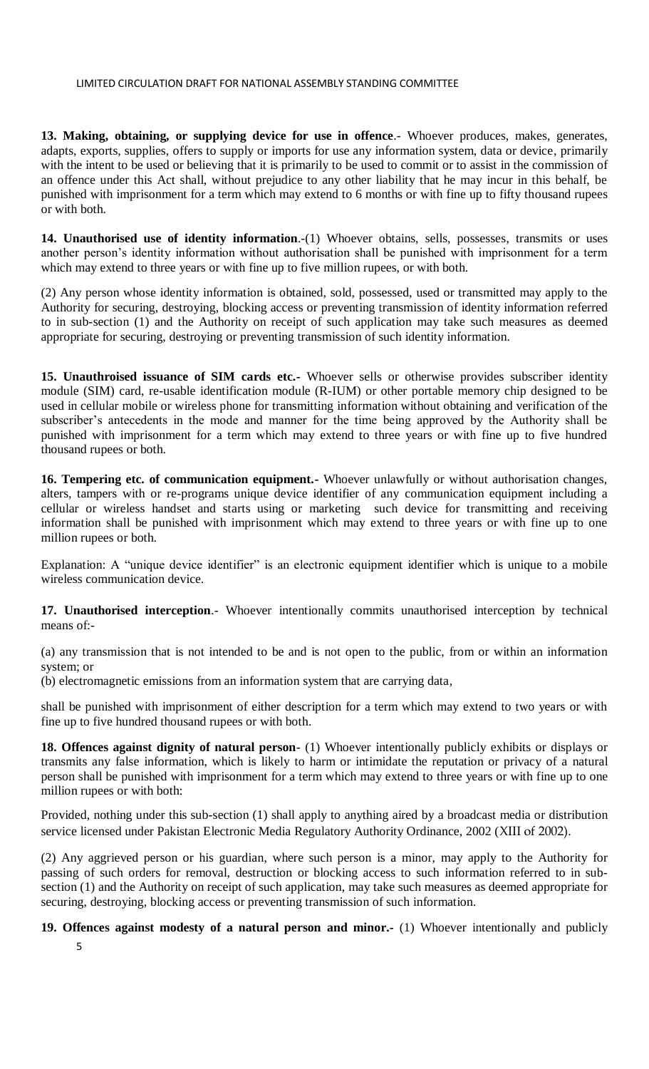**13. Making, obtaining, or supplying device for use in offence**.- Whoever produces, makes, generates, adapts, exports, supplies, offers to supply or imports for use any information system, data or device, primarily with the intent to be used or believing that it is primarily to be used to commit or to assist in the commission of an offence under this Act shall, without prejudice to any other liability that he may incur in this behalf, be punished with imprisonment for a term which may extend to 6 months or with fine up to fifty thousand rupees or with both.

**14. Unauthorised use of identity information**.-(1) Whoever obtains, sells, possesses, transmits or uses another person's identity information without authorisation shall be punished with imprisonment for a term which may extend to three years or with fine up to five million rupees, or with both.

(2) Any person whose identity information is obtained, sold, possessed, used or transmitted may apply to the Authority for securing, destroying, blocking access or preventing transmission of identity information referred to in sub-section (1) and the Authority on receipt of such application may take such measures as deemed appropriate for securing, destroying or preventing transmission of such identity information.

**15. Unauthroised issuance of SIM cards etc.-** Whoever sells or otherwise provides subscriber identity module (SIM) card, re-usable identification module (R-IUM) or other portable memory chip designed to be used in cellular mobile or wireless phone for transmitting information without obtaining and verification of the subscriber's antecedents in the mode and manner for the time being approved by the Authority shall be punished with imprisonment for a term which may extend to three years or with fine up to five hundred thousand rupees or both.

**16. Tempering etc. of communication equipment.-** Whoever unlawfully or without authorisation changes, alters, tampers with or re-programs unique device identifier of any communication equipment including a cellular or wireless handset and starts using or marketing such device for transmitting and receiving information shall be punished with imprisonment which may extend to three years or with fine up to one million rupees or both.

Explanation: A "unique device identifier" is an electronic equipment identifier which is unique to a mobile wireless communication device.

**17. Unauthorised interception**.- Whoever intentionally commits unauthorised interception by technical means of:-

(a) any transmission that is not intended to be and is not open to the public, from or within an information system; or

(b) electromagnetic emissions from an information system that are carrying data,

shall be punished with imprisonment of either description for a term which may extend to two years or with fine up to five hundred thousand rupees or with both.

**18. Offences against dignity of natural person**- (1) Whoever intentionally publicly exhibits or displays or transmits any false information, which is likely to harm or intimidate the reputation or privacy of a natural person shall be punished with imprisonment for a term which may extend to three years or with fine up to one million rupees or with both:

Provided, nothing under this sub-section (1) shall apply to anything aired by a broadcast media or distribution service licensed under Pakistan Electronic Media Regulatory Authority Ordinance, 2002 (XIII of 2002).

(2) Any aggrieved person or his guardian, where such person is a minor, may apply to the Authority for passing of such orders for removal, destruction or blocking access to such information referred to in sub-section (1) and the Authority on receipt of such application, may take such measures as deemed appropriate for securing, destroying, blocking access or preventing transmission of such information.

**19. Offences against modesty of a natural person and minor.-** (1) Whoever intentionally and publicly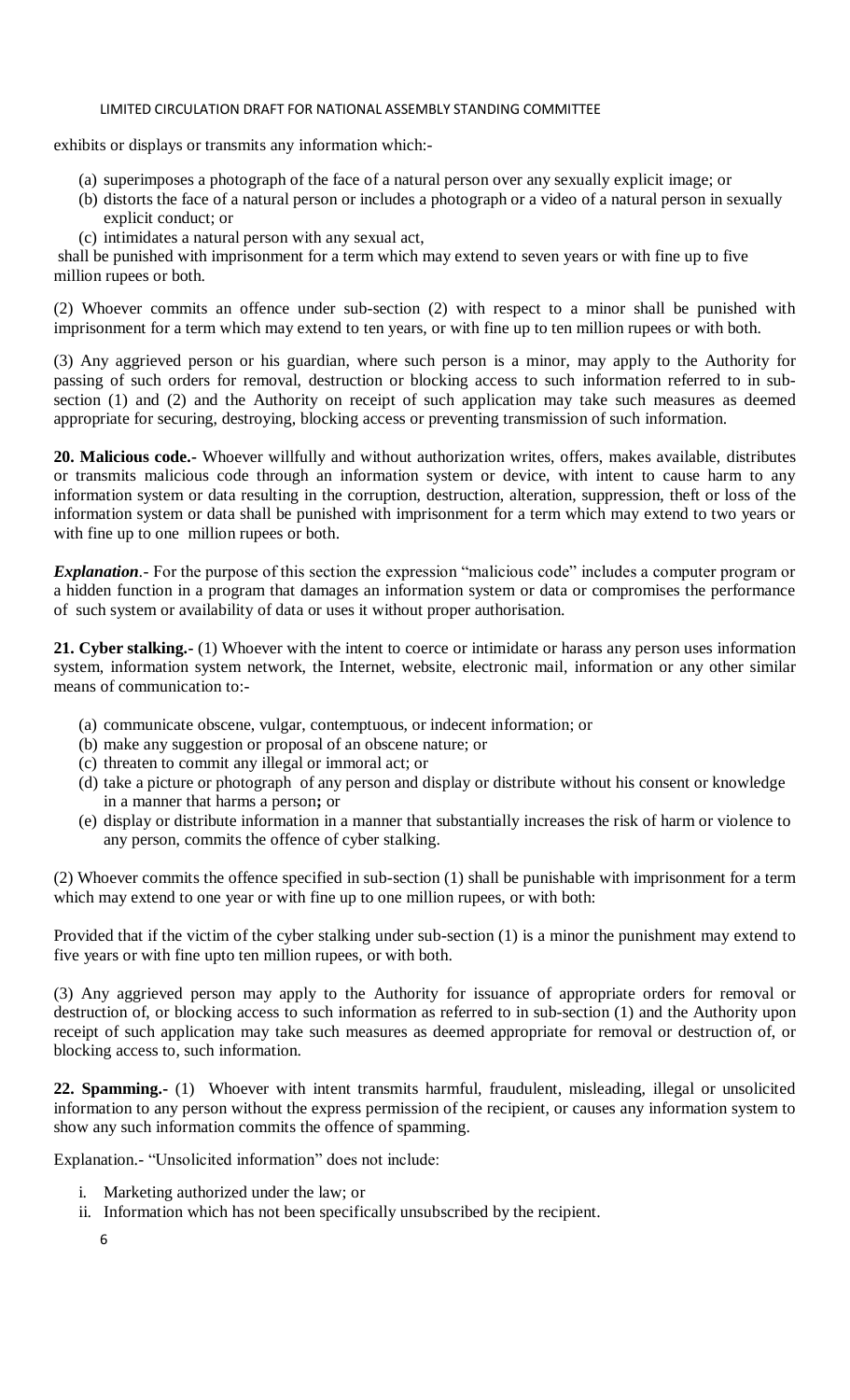exhibits or displays or transmits any information which:-

(a) superimposes a photograph of the face of a natural person over any sexually explicit image; or
(b) distorts the face of a natural person or includes a photograph or a video of a natural person in sexually explicit conduct; or
(c) intimidates a natural person with any sexual act,

shall be punished with imprisonment for a term which may extend to seven years or with fine up to five million rupees or both.

(2) Whoever commits an offence under sub-section (2) with respect to a minor shall be punished with imprisonment for a term which may extend to ten years, or with fine up to ten million rupees or with both.

(3) Any aggrieved person or his guardian, where such person is a minor, may apply to the Authority for passing of such orders for removal, destruction or blocking access to such information referred to in sub-section (1) and (2) and the Authority on receipt of such application may take such measures as deemed appropriate for securing, destroying, blocking access or preventing transmission of such information.

**20. Malicious code.-** Whoever willfully and without authorization writes, offers, makes available, distributes or transmits malicious code through an information system or device, with intent to cause harm to any information system or data resulting in the corruption, destruction, alteration, suppression, theft or loss of the information system or data shall be punished with imprisonment for a term which may extend to two years or with fine up to one million rupees or both.

***Explanation***.- For the purpose of this section the expression "malicious code" includes a computer program or a hidden function in a program that damages an information system or data or compromises the performance of such system or availability of data or uses it without proper authorisation.

**21. Cyber stalking.-** (1) Whoever with the intent to coerce or intimidate or harass any person uses information system, information system network, the Internet, website, electronic mail, information or any other similar means of communication to:-

(a) communicate obscene, vulgar, contemptuous, or indecent information; or
(b) make any suggestion or proposal of an obscene nature; or
(c) threaten to commit any illegal or immoral act; or
(d) take a picture or photograph of any person and display or distribute without his consent or knowledge in a manner that harms a person**;** or
(e) display or distribute information in a manner that substantially increases the risk of harm or violence to any person, commits the offence of cyber stalking.

(2) Whoever commits the offence specified in sub-section (1) shall be punishable with imprisonment for a term which may extend to one year or with fine up to one million rupees, or with both:

Provided that if the victim of the cyber stalking under sub-section (1) is a minor the punishment may extend to five years or with fine upto ten million rupees, or with both.

(3) Any aggrieved person may apply to the Authority for issuance of appropriate orders for removal or destruction of, or blocking access to such information as referred to in sub-section (1) and the Authority upon receipt of such application may take such measures as deemed appropriate for removal or destruction of, or blocking access to, such information.

**22. Spamming.-** (1) Whoever with intent transmits harmful, fraudulent, misleading, illegal or unsolicited information to any person without the express permission of the recipient, or causes any information system to show any such information commits the offence of spamming.

Explanation.- "Unsolicited information" does not include:

i. Marketing authorized under the law; or
ii. Information which has not been specifically unsubscribed by the recipient.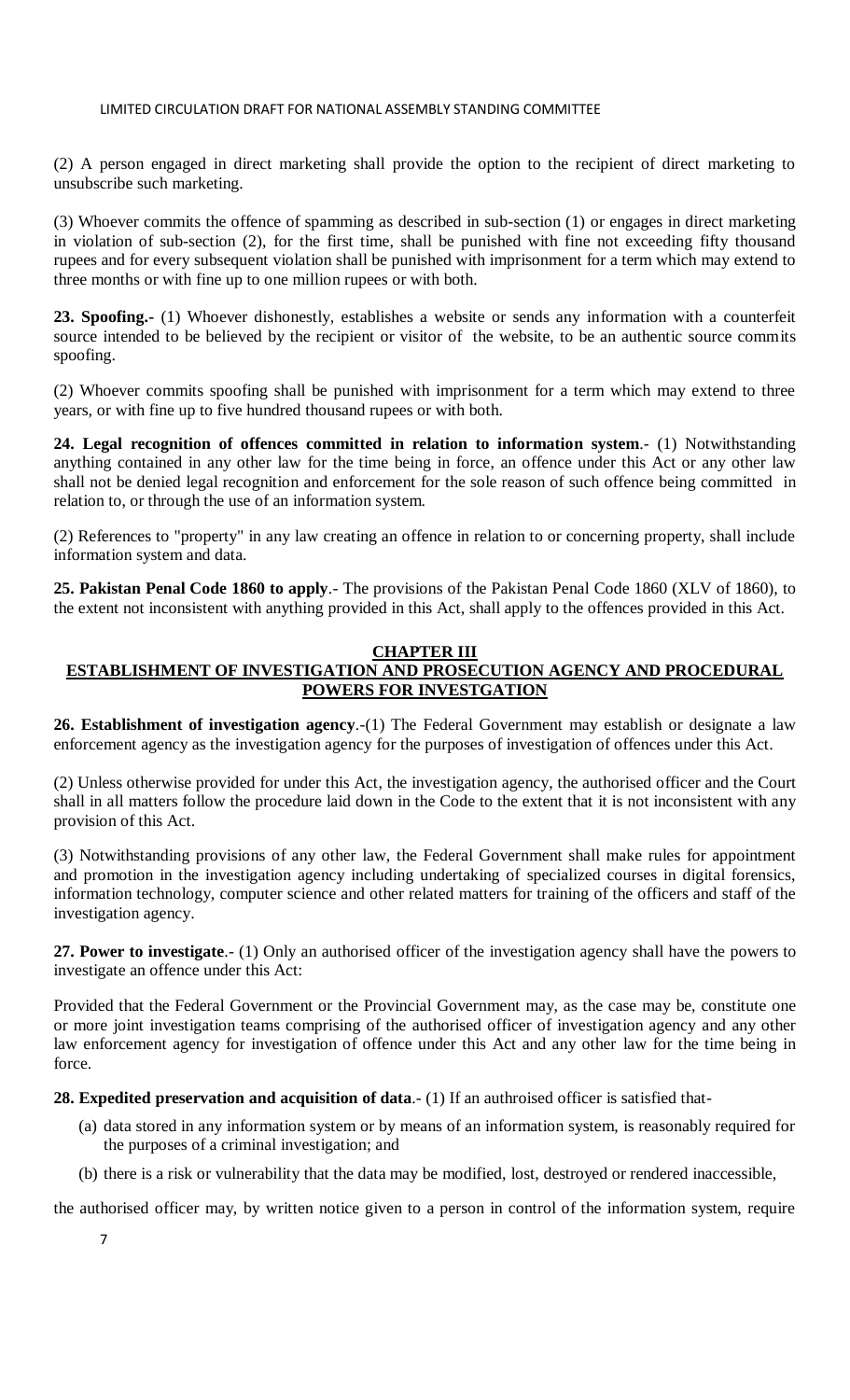(2) A person engaged in direct marketing shall provide the option to the recipient of direct marketing to unsubscribe such marketing.

(3) Whoever commits the offence of spamming as described in sub-section (1) or engages in direct marketing in violation of sub-section (2), for the first time, shall be punished with fine not exceeding fifty thousand rupees and for every subsequent violation shall be punished with imprisonment for a term which may extend to three months or with fine up to one million rupees or with both.

**23. Spoofing.-** (1) Whoever dishonestly, establishes a website or sends any information with a counterfeit source intended to be believed by the recipient or visitor of the website, to be an authentic source commits spoofing.

(2) Whoever commits spoofing shall be punished with imprisonment for a term which may extend to three years, or with fine up to five hundred thousand rupees or with both.

**24. Legal recognition of offences committed in relation to information system**.- (1) Notwithstanding anything contained in any other law for the time being in force, an offence under this Act or any other law shall not be denied legal recognition and enforcement for the sole reason of such offence being committed in relation to, or through the use of an information system.

(2) References to "property" in any law creating an offence in relation to or concerning property, shall include information system and data.

**25. Pakistan Penal Code 1860 to apply**.- The provisions of the Pakistan Penal Code 1860 (XLV of 1860), to the extent not inconsistent with anything provided in this Act, shall apply to the offences provided in this Act.

## CHAPTER III
## ESTABLISHMENT OF INVESTIGATION AND PROSECUTION AGENCY AND PROCEDURAL POWERS FOR INVESTGATION

**26. Establishment of investigation agency**.-(1) The Federal Government may establish or designate a law enforcement agency as the investigation agency for the purposes of investigation of offences under this Act.

(2) Unless otherwise provided for under this Act, the investigation agency, the authorised officer and the Court shall in all matters follow the procedure laid down in the Code to the extent that it is not inconsistent with any provision of this Act.

(3) Notwithstanding provisions of any other law, the Federal Government shall make rules for appointment and promotion in the investigation agency including undertaking of specialized courses in digital forensics, information technology, computer science and other related matters for training of the officers and staff of the investigation agency.

**27. Power to investigate**.- (1) Only an authorised officer of the investigation agency shall have the powers to investigate an offence under this Act:

Provided that the Federal Government or the Provincial Government may, as the case may be, constitute one or more joint investigation teams comprising of the authorised officer of investigation agency and any other law enforcement agency for investigation of offence under this Act and any other law for the time being in force.

**28. Expedited preservation and acquisition of data**.- (1) If an authroised officer is satisfied that-

(a) data stored in any information system or by means of an information system, is reasonably required for the purposes of a criminal investigation; and

(b) there is a risk or vulnerability that the data may be modified, lost, destroyed or rendered inaccessible,

the authorised officer may, by written notice given to a person in control of the information system, require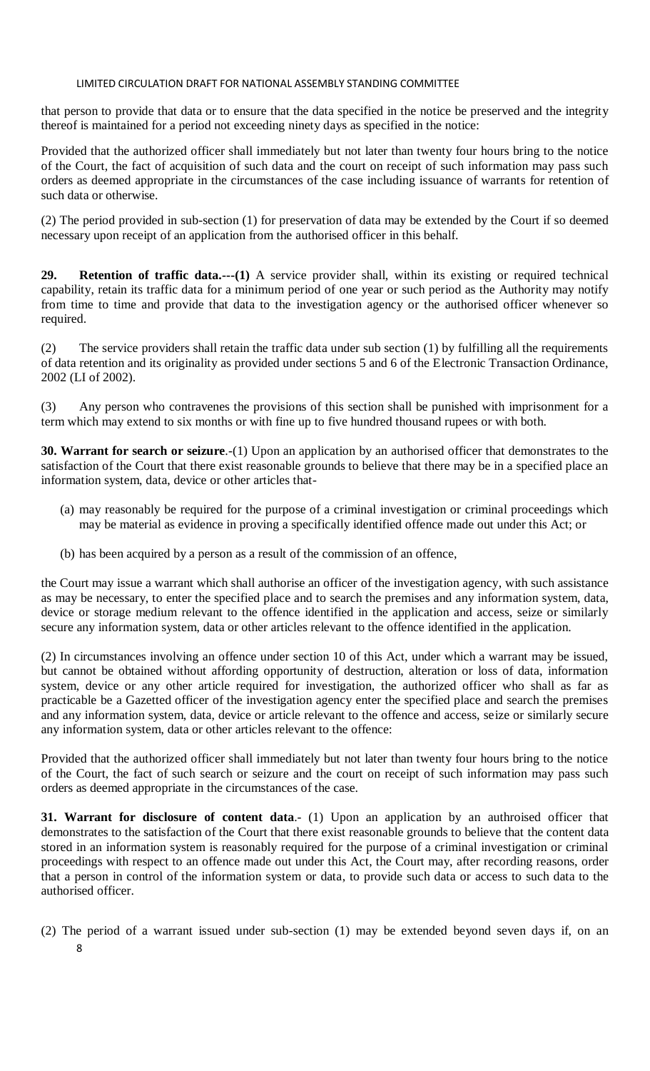that person to provide that data or to ensure that the data specified in the notice be preserved and the integrity thereof is maintained for a period not exceeding ninety days as specified in the notice:

Provided that the authorized officer shall immediately but not later than twenty four hours bring to the notice of the Court, the fact of acquisition of such data and the court on receipt of such information may pass such orders as deemed appropriate in the circumstances of the case including issuance of warrants for retention of such data or otherwise.

(2) The period provided in sub-section (1) for preservation of data may be extended by the Court if so deemed necessary upon receipt of an application from the authorised officer in this behalf.

**29. Retention of traffic data.---(1)** A service provider shall, within its existing or required technical capability, retain its traffic data for a minimum period of one year or such period as the Authority may notify from time to time and provide that data to the investigation agency or the authorised officer whenever so required.

(2) The service providers shall retain the traffic data under sub section (1) by fulfilling all the requirements of data retention and its originality as provided under sections 5 and 6 of the Electronic Transaction Ordinance, 2002 (LI of 2002).

(3) Any person who contravenes the provisions of this section shall be punished with imprisonment for a term which may extend to six months or with fine up to five hundred thousand rupees or with both.

**30. Warrant for search or seizure**.-(1) Upon an application by an authorised officer that demonstrates to the satisfaction of the Court that there exist reasonable grounds to believe that there may be in a specified place an information system, data, device or other articles that-

(a) may reasonably be required for the purpose of a criminal investigation or criminal proceedings which may be material as evidence in proving a specifically identified offence made out under this Act; or

(b) has been acquired by a person as a result of the commission of an offence,

the Court may issue a warrant which shall authorise an officer of the investigation agency, with such assistance as may be necessary, to enter the specified place and to search the premises and any information system, data, device or storage medium relevant to the offence identified in the application and access, seize or similarly secure any information system, data or other articles relevant to the offence identified in the application.

(2) In circumstances involving an offence under section 10 of this Act, under which a warrant may be issued, but cannot be obtained without affording opportunity of destruction, alteration or loss of data, information system, device or any other article required for investigation, the authorized officer who shall as far as practicable be a Gazetted officer of the investigation agency enter the specified place and search the premises and any information system, data, device or article relevant to the offence and access, seize or similarly secure any information system, data or other articles relevant to the offence:

Provided that the authorized officer shall immediately but not later than twenty four hours bring to the notice of the Court, the fact of such search or seizure and the court on receipt of such information may pass such orders as deemed appropriate in the circumstances of the case.

**31. Warrant for disclosure of content data**.- (1) Upon an application by an authroised officer that demonstrates to the satisfaction of the Court that there exist reasonable grounds to believe that the content data stored in an information system is reasonably required for the purpose of a criminal investigation or criminal proceedings with respect to an offence made out under this Act, the Court may, after recording reasons, order that a person in control of the information system or data, to provide such data or access to such data to the authorised officer.

(2) The period of a warrant issued under sub-section (1) may be extended beyond seven days if, on an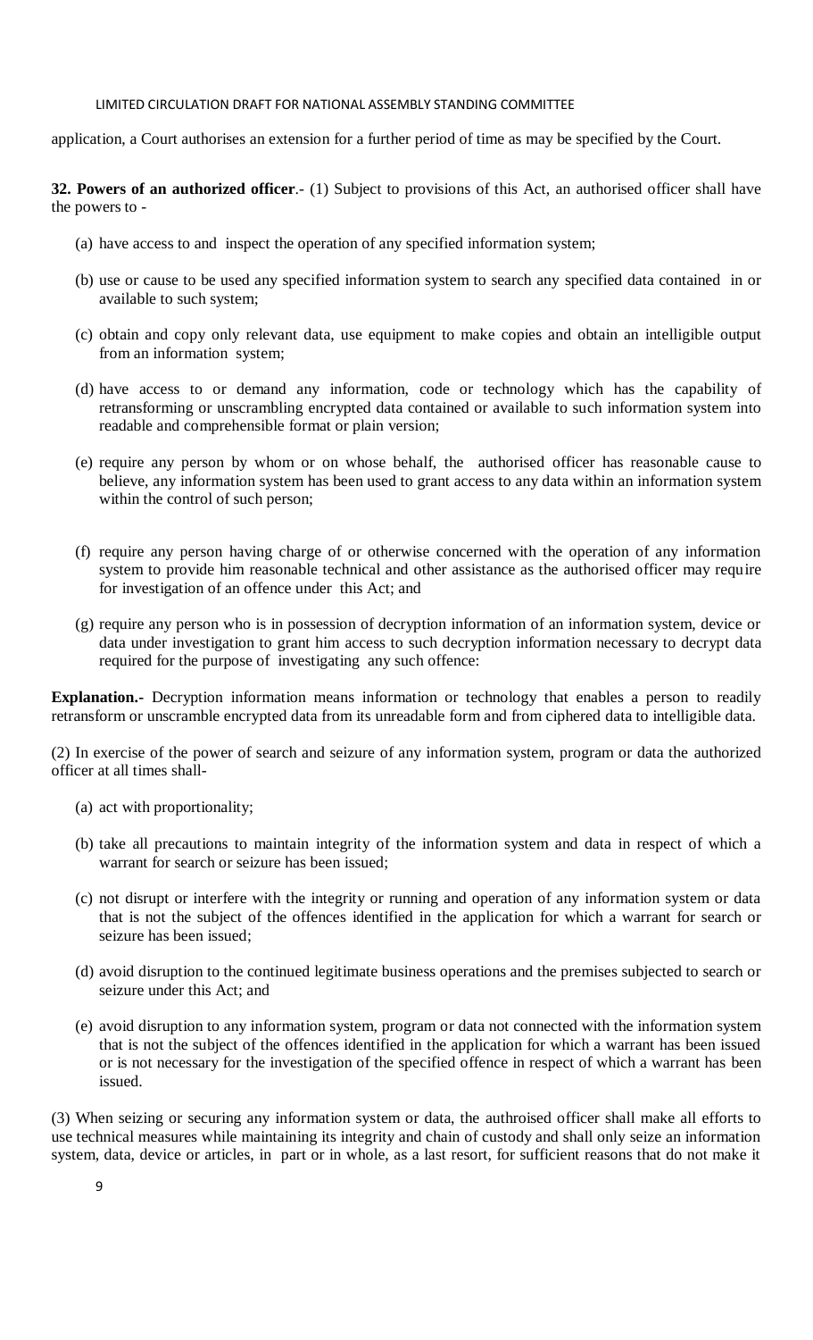application, a Court authorises an extension for a further period of time as may be specified by the Court.

**32. Powers of an authorized officer**.- (1) Subject to provisions of this Act, an authorised officer shall have the powers to -

(a) have access to and inspect the operation of any specified information system;

(b) use or cause to be used any specified information system to search any specified data contained in or available to such system;

(c) obtain and copy only relevant data, use equipment to make copies and obtain an intelligible output from an information system;

(d) have access to or demand any information, code or technology which has the capability of retransforming or unscrambling encrypted data contained or available to such information system into readable and comprehensible format or plain version;

(e) require any person by whom or on whose behalf, the authorised officer has reasonable cause to believe, any information system has been used to grant access to any data within an information system within the control of such person;

(f) require any person having charge of or otherwise concerned with the operation of any information system to provide him reasonable technical and other assistance as the authorised officer may require for investigation of an offence under this Act; and

(g) require any person who is in possession of decryption information of an information system, device or data under investigation to grant him access to such decryption information necessary to decrypt data required for the purpose of investigating any such offence:

**Explanation.-** Decryption information means information or technology that enables a person to readily retransform or unscramble encrypted data from its unreadable form and from ciphered data to intelligible data.

(2) In exercise of the power of search and seizure of any information system, program or data the authorized officer at all times shall-

(a) act with proportionality;

(b) take all precautions to maintain integrity of the information system and data in respect of which a warrant for search or seizure has been issued;

(c) not disrupt or interfere with the integrity or running and operation of any information system or data that is not the subject of the offences identified in the application for which a warrant for search or seizure has been issued;

(d) avoid disruption to the continued legitimate business operations and the premises subjected to search or seizure under this Act; and

(e) avoid disruption to any information system, program or data not connected with the information system that is not the subject of the offences identified in the application for which a warrant has been issued or is not necessary for the investigation of the specified offence in respect of which a warrant has been issued.

(3) When seizing or securing any information system or data, the authroised officer shall make all efforts to use technical measures while maintaining its integrity and chain of custody and shall only seize an information system, data, device or articles, in part or in whole, as a last resort, for sufficient reasons that do not make it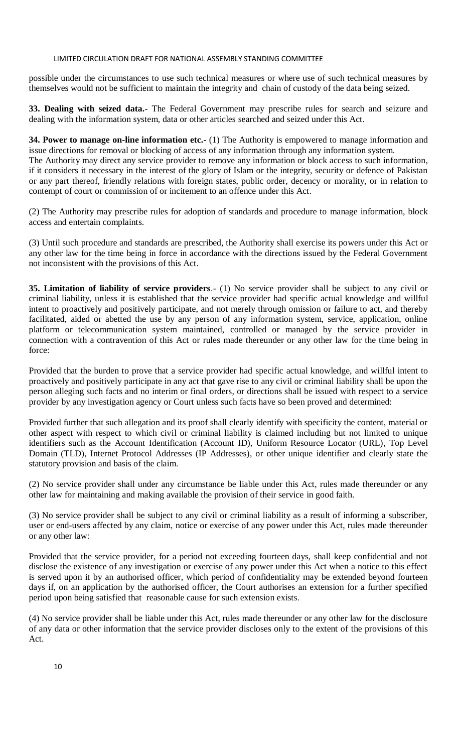possible under the circumstances to use such technical measures or where use of such technical measures by themselves would not be sufficient to maintain the integrity and chain of custody of the data being seized.

**33. Dealing with seized data.-** The Federal Government may prescribe rules for search and seizure and dealing with the information system, data or other articles searched and seized under this Act.

**34. Power to manage on-line information etc.-** (1) The Authority is empowered to manage information and issue directions for removal or blocking of access of any information through any information system. The Authority may direct any service provider to remove any information or block access to such information, if it considers it necessary in the interest of the glory of Islam or the integrity, security or defence of Pakistan or any part thereof, friendly relations with foreign states, public order, decency or morality, or in relation to contempt of court or commission of or incitement to an offence under this Act.

(2) The Authority may prescribe rules for adoption of standards and procedure to manage information, block access and entertain complaints.

(3) Until such procedure and standards are prescribed, the Authority shall exercise its powers under this Act or any other law for the time being in force in accordance with the directions issued by the Federal Government not inconsistent with the provisions of this Act.

**35. Limitation of liability of service providers**.- (1) No service provider shall be subject to any civil or criminal liability, unless it is established that the service provider had specific actual knowledge and willful intent to proactively and positively participate, and not merely through omission or failure to act, and thereby facilitated, aided or abetted the use by any person of any information system, service, application, online platform or telecommunication system maintained, controlled or managed by the service provider in connection with a contravention of this Act or rules made thereunder or any other law for the time being in force:

Provided that the burden to prove that a service provider had specific actual knowledge, and willful intent to proactively and positively participate in any act that gave rise to any civil or criminal liability shall be upon the person alleging such facts and no interim or final orders, or directions shall be issued with respect to a service provider by any investigation agency or Court unless such facts have so been proved and determined:

Provided further that such allegation and its proof shall clearly identify with specificity the content, material or other aspect with respect to which civil or criminal liability is claimed including but not limited to unique identifiers such as the Account Identification (Account ID), Uniform Resource Locator (URL), Top Level Domain (TLD), Internet Protocol Addresses (IP Addresses), or other unique identifier and clearly state the statutory provision and basis of the claim.

(2) No service provider shall under any circumstance be liable under this Act, rules made thereunder or any other law for maintaining and making available the provision of their service in good faith.

(3) No service provider shall be subject to any civil or criminal liability as a result of informing a subscriber, user or end-users affected by any claim, notice or exercise of any power under this Act, rules made thereunder or any other law:

Provided that the service provider, for a period not exceeding fourteen days, shall keep confidential and not disclose the existence of any investigation or exercise of any power under this Act when a notice to this effect is served upon it by an authorised officer, which period of confidentiality may be extended beyond fourteen days if, on an application by the authorised officer, the Court authorises an extension for a further specified period upon being satisfied that reasonable cause for such extension exists.

(4) No service provider shall be liable under this Act, rules made thereunder or any other law for the disclosure of any data or other information that the service provider discloses only to the extent of the provisions of this Act.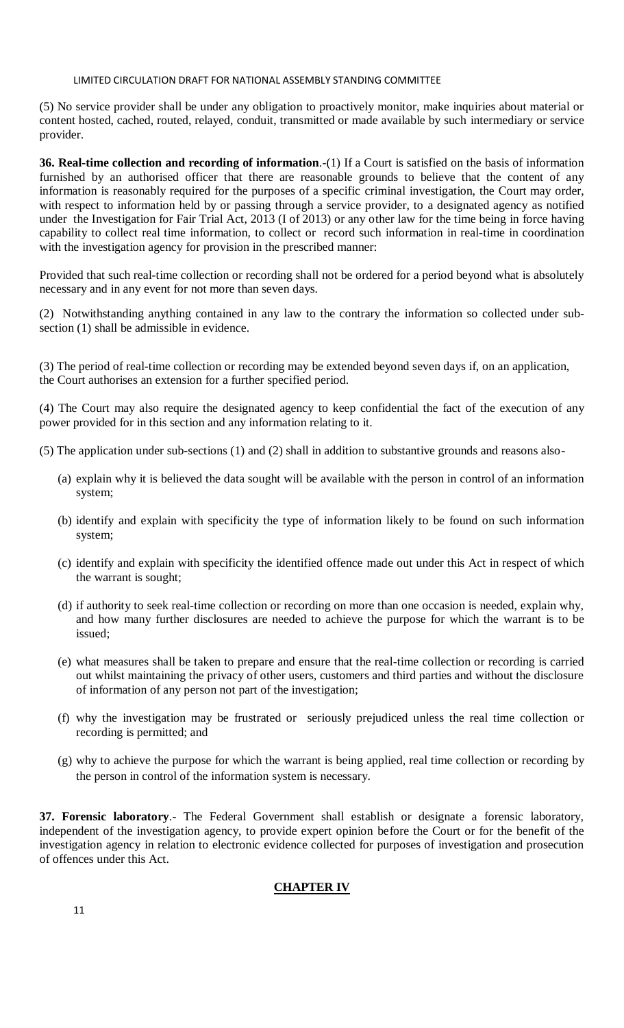(5) No service provider shall be under any obligation to proactively monitor, make inquiries about material or content hosted, cached, routed, relayed, conduit, transmitted or made available by such intermediary or service provider.

**36. Real-time collection and recording of information**.-(1) If a Court is satisfied on the basis of information furnished by an authorised officer that there are reasonable grounds to believe that the content of any information is reasonably required for the purposes of a specific criminal investigation, the Court may order, with respect to information held by or passing through a service provider, to a designated agency as notified under the Investigation for Fair Trial Act, 2013 (I of 2013) or any other law for the time being in force having capability to collect real time information, to collect or record such information in real-time in coordination with the investigation agency for provision in the prescribed manner:

Provided that such real-time collection or recording shall not be ordered for a period beyond what is absolutely necessary and in any event for not more than seven days.

(2) Notwithstanding anything contained in any law to the contrary the information so collected under sub-section (1) shall be admissible in evidence.

(3) The period of real-time collection or recording may be extended beyond seven days if, on an application, the Court authorises an extension for a further specified period.

(4) The Court may also require the designated agency to keep confidential the fact of the execution of any power provided for in this section and any information relating to it.

(5) The application under sub-sections (1) and (2) shall in addition to substantive grounds and reasons also-

(a) explain why it is believed the data sought will be available with the person in control of an information system;

(b) identify and explain with specificity the type of information likely to be found on such information system;

(c) identify and explain with specificity the identified offence made out under this Act in respect of which the warrant is sought;

(d) if authority to seek real-time collection or recording on more than one occasion is needed, explain why, and how many further disclosures are needed to achieve the purpose for which the warrant is to be issued;

(e) what measures shall be taken to prepare and ensure that the real-time collection or recording is carried out whilst maintaining the privacy of other users, customers and third parties and without the disclosure of information of any person not part of the investigation;

(f) why the investigation may be frustrated or seriously prejudiced unless the real time collection or recording is permitted; and

(g) why to achieve the purpose for which the warrant is being applied, real time collection or recording by the person in control of the information system is necessary.

**37. Forensic laboratory**.- The Federal Government shall establish or designate a forensic laboratory, independent of the investigation agency, to provide expert opinion before the Court or for the benefit of the investigation agency in relation to electronic evidence collected for purposes of investigation and prosecution of offences under this Act.

## CHAPTER IV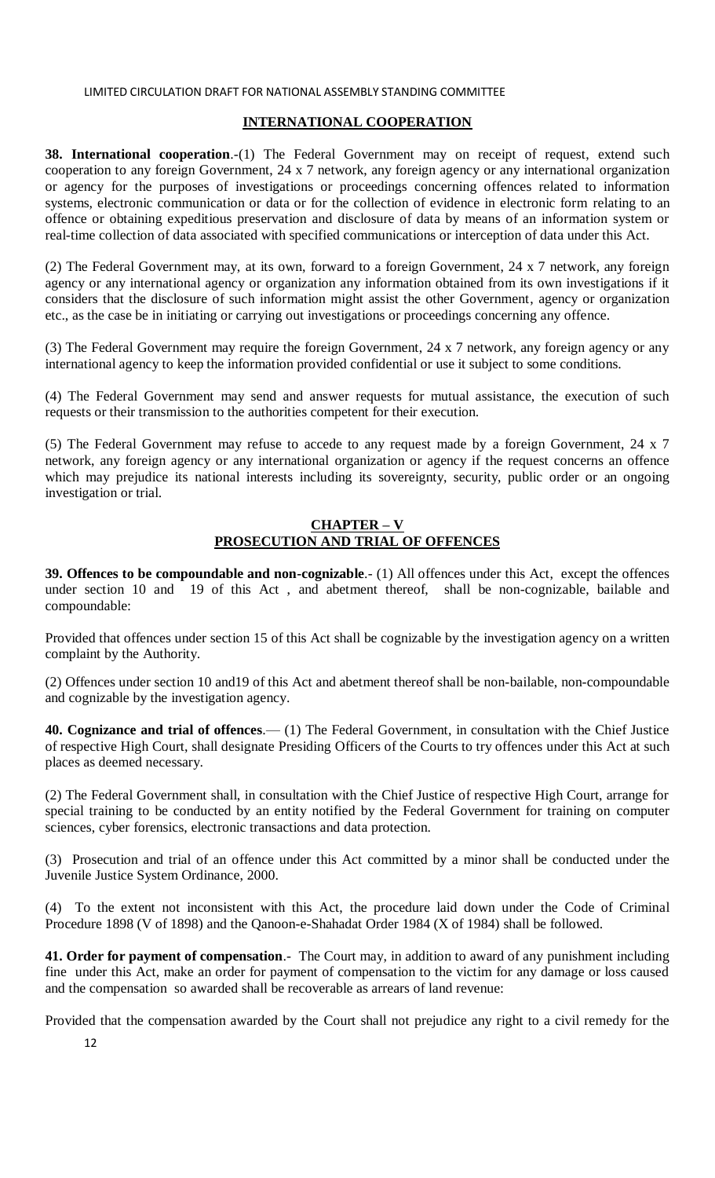## INTERNATIONAL COOPERATION

**38. International cooperation**.-(1) The Federal Government may on receipt of request, extend such cooperation to any foreign Government, 24 x 7 network, any foreign agency or any international organization or agency for the purposes of investigations or proceedings concerning offences related to information systems, electronic communication or data or for the collection of evidence in electronic form relating to an offence or obtaining expeditious preservation and disclosure of data by means of an information system or real-time collection of data associated with specified communications or interception of data under this Act.

(2) The Federal Government may, at its own, forward to a foreign Government, 24 x 7 network, any foreign agency or any international agency or organization any information obtained from its own investigations if it considers that the disclosure of such information might assist the other Government, agency or organization etc., as the case be in initiating or carrying out investigations or proceedings concerning any offence.

(3) The Federal Government may require the foreign Government, 24 x 7 network, any foreign agency or any international agency to keep the information provided confidential or use it subject to some conditions.

(4) The Federal Government may send and answer requests for mutual assistance, the execution of such requests or their transmission to the authorities competent for their execution.

(5) The Federal Government may refuse to accede to any request made by a foreign Government, 24 x 7 network, any foreign agency or any international organization or agency if the request concerns an offence which may prejudice its national interests including its sovereignty, security, public order or an ongoing investigation or trial.

## CHAPTER – V
## PROSECUTION AND TRIAL OF OFFENCES

**39. Offences to be compoundable and non-cognizable**.- (1) All offences under this Act, except the offences under section 10 and 19 of this Act , and abetment thereof, shall be non-cognizable, bailable and compoundable:

Provided that offences under section 15 of this Act shall be cognizable by the investigation agency on a written complaint by the Authority.

(2) Offences under section 10 and19 of this Act and abetment thereof shall be non-bailable, non-compoundable and cognizable by the investigation agency.

**40. Cognizance and trial of offences**.— (1) The Federal Government, in consultation with the Chief Justice of respective High Court, shall designate Presiding Officers of the Courts to try offences under this Act at such places as deemed necessary.

(2) The Federal Government shall, in consultation with the Chief Justice of respective High Court, arrange for special training to be conducted by an entity notified by the Federal Government for training on computer sciences, cyber forensics, electronic transactions and data protection.

(3) Prosecution and trial of an offence under this Act committed by a minor shall be conducted under the Juvenile Justice System Ordinance, 2000.

(4) To the extent not inconsistent with this Act, the procedure laid down under the Code of Criminal Procedure 1898 (V of 1898) and the Qanoon-e-Shahadat Order 1984 (X of 1984) shall be followed.

**41. Order for payment of compensation**.- The Court may, in addition to award of any punishment including fine under this Act, make an order for payment of compensation to the victim for any damage or loss caused and the compensation so awarded shall be recoverable as arrears of land revenue:

Provided that the compensation awarded by the Court shall not prejudice any right to a civil remedy for the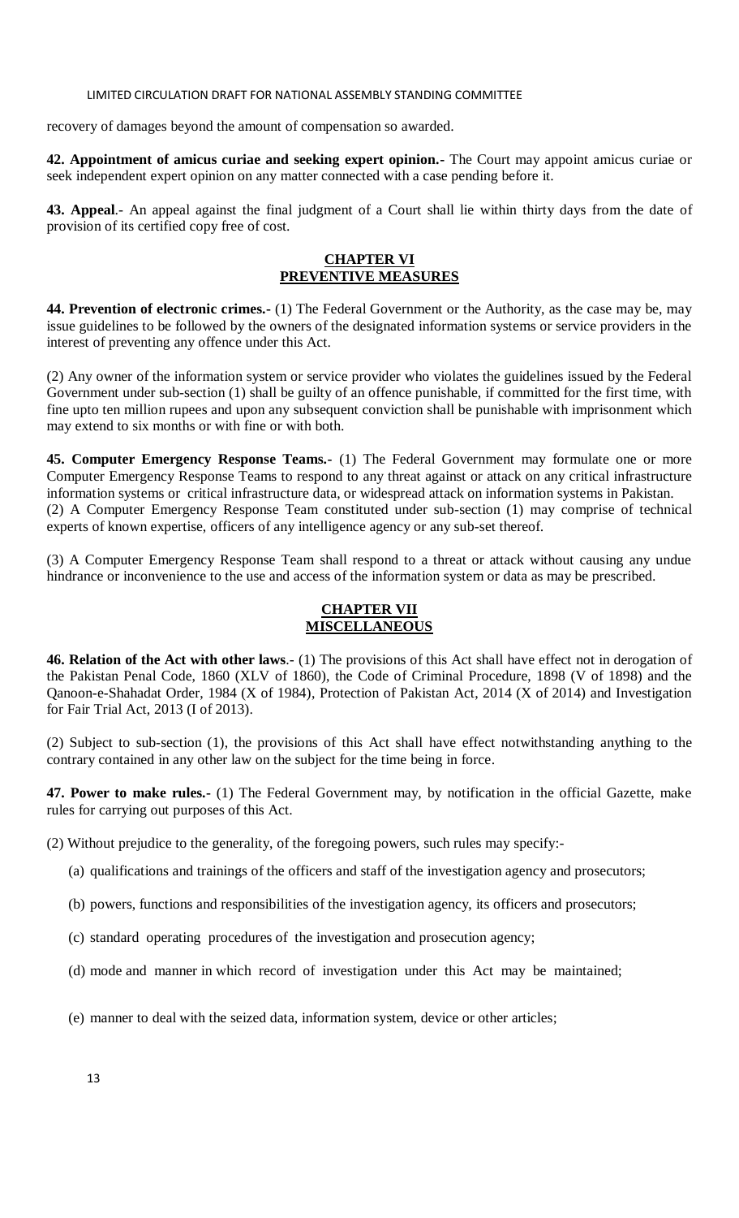recovery of damages beyond the amount of compensation so awarded.

**42. Appointment of amicus curiae and seeking expert opinion.-** The Court may appoint amicus curiae or seek independent expert opinion on any matter connected with a case pending before it.

**43. Appeal**.- An appeal against the final judgment of a Court shall lie within thirty days from the date of provision of its certified copy free of cost.

## CHAPTER VI
## PREVENTIVE MEASURES

**44. Prevention of electronic crimes.-** (1) The Federal Government or the Authority, as the case may be, may issue guidelines to be followed by the owners of the designated information systems or service providers in the interest of preventing any offence under this Act.

(2) Any owner of the information system or service provider who violates the guidelines issued by the Federal Government under sub-section (1) shall be guilty of an offence punishable, if committed for the first time, with fine upto ten million rupees and upon any subsequent conviction shall be punishable with imprisonment which may extend to six months or with fine or with both.

**45. Computer Emergency Response Teams.-** (1) The Federal Government may formulate one or more Computer Emergency Response Teams to respond to any threat against or attack on any critical infrastructure information systems or critical infrastructure data, or widespread attack on information systems in Pakistan.

(2) A Computer Emergency Response Team constituted under sub-section (1) may comprise of technical experts of known expertise, officers of any intelligence agency or any sub-set thereof.

(3) A Computer Emergency Response Team shall respond to a threat or attack without causing any undue hindrance or inconvenience to the use and access of the information system or data as may be prescribed.

## CHAPTER VII
## MISCELLANEOUS

**46. Relation of the Act with other laws**.- (1) The provisions of this Act shall have effect not in derogation of the Pakistan Penal Code, 1860 (XLV of 1860), the Code of Criminal Procedure, 1898 (V of 1898) and the Qanoon-e-Shahadat Order, 1984 (X of 1984), Protection of Pakistan Act, 2014 (X of 2014) and Investigation for Fair Trial Act, 2013 (I of 2013).

(2) Subject to sub-section (1), the provisions of this Act shall have effect notwithstanding anything to the contrary contained in any other law on the subject for the time being in force.

**47. Power to make rules.-** (1) The Federal Government may, by notification in the official Gazette, make rules for carrying out purposes of this Act.

(2) Without prejudice to the generality, of the foregoing powers, such rules may specify:-

(a) qualifications and trainings of the officers and staff of the investigation agency and prosecutors;

(b) powers, functions and responsibilities of the investigation agency, its officers and prosecutors;

(c) standard operating procedures of the investigation and prosecution agency;

(d) mode and manner in which record of investigation under this Act may be maintained;

(e) manner to deal with the seized data, information system, device or other articles;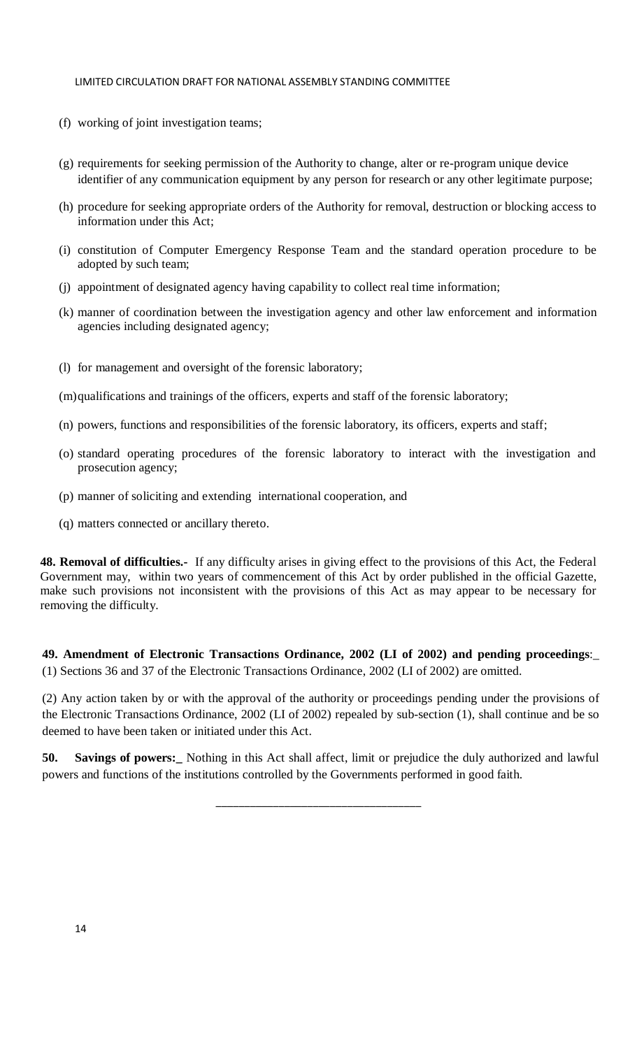(f) working of joint investigation teams;

(g) requirements for seeking permission of the Authority to change, alter or re-program unique device identifier of any communication equipment by any person for research or any other legitimate purpose;

(h) procedure for seeking appropriate orders of the Authority for removal, destruction or blocking access to information under this Act;

(i) constitution of Computer Emergency Response Team and the standard operation procedure to be adopted by such team;

(j) appointment of designated agency having capability to collect real time information;

(k) manner of coordination between the investigation agency and other law enforcement and information agencies including designated agency;

(l) for management and oversight of the forensic laboratory;

(m) qualifications and trainings of the officers, experts and staff of the forensic laboratory;

(n) powers, functions and responsibilities of the forensic laboratory, its officers, experts and staff;

(o) standard operating procedures of the forensic laboratory to interact with the investigation and prosecution agency;

(p) manner of soliciting and extending international cooperation, and

(q) matters connected or ancillary thereto.

**48. Removal of difficulties.-** If any difficulty arises in giving effect to the provisions of this Act, the Federal Government may, within two years of commencement of this Act by order published in the official Gazette, make such provisions not inconsistent with the provisions of this Act as may appear to be necessary for removing the difficulty.

**49. Amendment of Electronic Transactions Ordinance, 2002 (LI of 2002) and pending proceedings**:_ (1) Sections 36 and 37 of the Electronic Transactions Ordinance, 2002 (LI of 2002) are omitted.

(2) Any action taken by or with the approval of the authority or proceedings pending under the provisions of the Electronic Transactions Ordinance, 2002 (LI of 2002) repealed by sub-section (1), shall continue and be so deemed to have been taken or initiated under this Act.

**50. Savings of powers:_** Nothing in this Act shall affect, limit or prejudice the duly authorized and lawful powers and functions of the institutions controlled by the Governments performed in good faith.

_______________________________